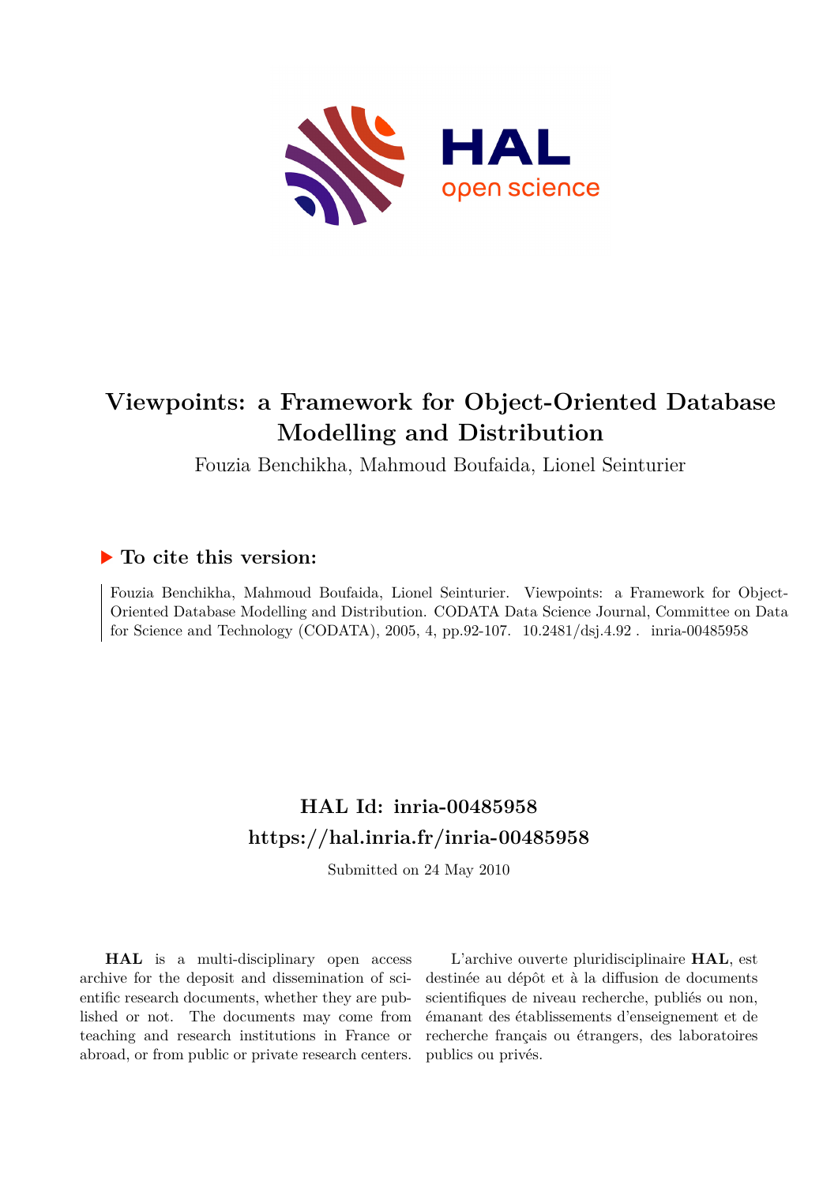# Viewpoints: a Framework for Object-Oriented Database Modelling and Distribution

Fouzia Benchikha, Mahmoud Boufaida, Lionel Seinturier

## ▶ To cite this version:

Fouzia Benchikha, Mahmoud Boufaida, Lionel Seinturier. Viewpoints: a Framework for Object-Oriented Database Modelling and Distribution. CODATA Data Science Journal, Committee on Data for Science and Technology (CODATA), 2005, 4, pp.92-107. 10.2481/dsj.4.92 . inria-00485958

## HAL Id: inria-00485958

## https://hal.inria.fr/inria-00485958

Submitted on 24 May 2010

**HAL** is a multi-disciplinary open access archive for the deposit and dissemination of scientific research documents, whether they are published or not. The documents may come from teaching and research institutions in France or abroad, or from public or private research centers.

L'archive ouverte pluridisciplinaire **HAL**, est destinée au dépôt et à la diffusion de documents scientifiques de niveau recherche, publiés ou non, émanant des établissements d'enseignement et de recherche français ou étrangers, des laboratoires publics ou privés.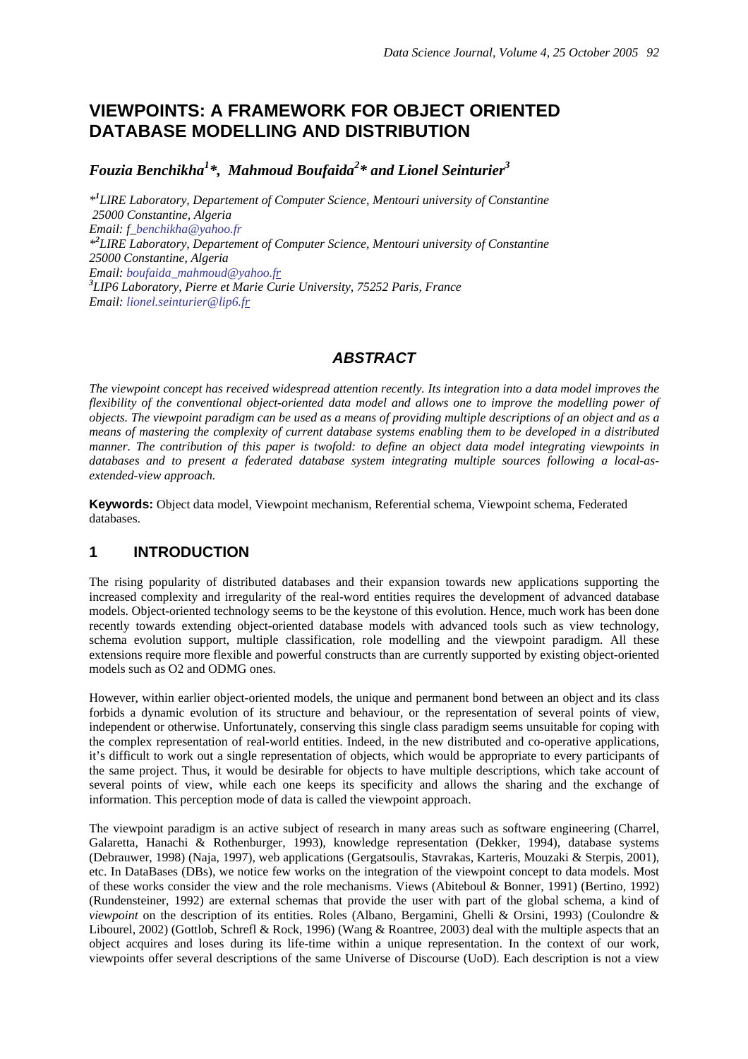# VIEWPOINTS: A FRAMEWORK FOR OBJECT ORIENTED DATABASE MODELLING AND DISTRIBUTION

***Fouzia Benchikha[1]\*, Mahmoud Boufaida[2]\* and Lionel Seinturier[3]***

*\*[1]LIRE Laboratory, Departement of Computer Science, Mentouri university of Constantine 25000 Constantine, Algeria*
*Email: f_benchikha@yahoo.fr*
*\*[2]LIRE Laboratory, Departement of Computer Science, Mentouri university of Constantine 25000 Constantine, Algeria*
*Email: boufaida_mahmoud@yahoo.fr*
*[3]LIP6 Laboratory, Pierre et Marie Curie University, 75252 Paris, France*
*Email: lionel.seinturier@lip6.fr*

## *ABSTRACT*

*The viewpoint concept has received widespread attention recently. Its integration into a data model improves the flexibility of the conventional object-oriented data model and allows one to improve the modelling power of objects. The viewpoint paradigm can be used as a means of providing multiple descriptions of an object and as a means of mastering the complexity of current database systems enabling them to be developed in a distributed manner. The contribution of this paper is twofold: to define an object data model integrating viewpoints in databases and to present a federated database system integrating multiple sources following a local-as-extended-view approach.*

**Keywords:** Object data model, Viewpoint mechanism, Referential schema, Viewpoint schema, Federated databases.

## 1 INTRODUCTION

The rising popularity of distributed databases and their expansion towards new applications supporting the increased complexity and irregularity of the real-word entities requires the development of advanced database models. Object-oriented technology seems to be the keystone of this evolution. Hence, much work has been done recently towards extending object-oriented database models with advanced tools such as view technology, schema evolution support, multiple classification, role modelling and the viewpoint paradigm. All these extensions require more flexible and powerful constructs than are currently supported by existing object-oriented models such as O2 and ODMG ones.

However, within earlier object-oriented models, the unique and permanent bond between an object and its class forbids a dynamic evolution of its structure and behaviour, or the representation of several points of view, independent or otherwise. Unfortunately, conserving this single class paradigm seems unsuitable for coping with the complex representation of real-world entities. Indeed, in the new distributed and co-operative applications, it's difficult to work out a single representation of objects, which would be appropriate to every participants of the same project. Thus, it would be desirable for objects to have multiple descriptions, which take account of several points of view, while each one keeps its specificity and allows the sharing and the exchange of information. This perception mode of data is called the viewpoint approach.

The viewpoint paradigm is an active subject of research in many areas such as software engineering (Charrel, Galaretta, Hanachi & Rothenburger, 1993), knowledge representation (Dekker, 1994), database systems (Debrauwer, 1998) (Naja, 1997), web applications (Gergatsoulis, Stavrakas, Karteris, Mouzaki & Sterpis, 2001), etc. In DataBases (DBs), we notice few works on the integration of the viewpoint concept to data models. Most of these works consider the view and the role mechanisms. Views (Abiteboul & Bonner, 1991) (Bertino, 1992) (Rundensteiner, 1992) are external schemas that provide the user with part of the global schema, a kind of *viewpoint* on the description of its entities. Roles (Albano, Bergamini, Ghelli & Orsini, 1993) (Coulondre & Libourel, 2002) (Gottlob, Schrefl & Rock, 1996) (Wang & Roantree, 2003) deal with the multiple aspects that an object acquires and loses during its life-time within a unique representation. In the context of our work, viewpoints offer several descriptions of the same Universe of Discourse (UoD). Each description is not a view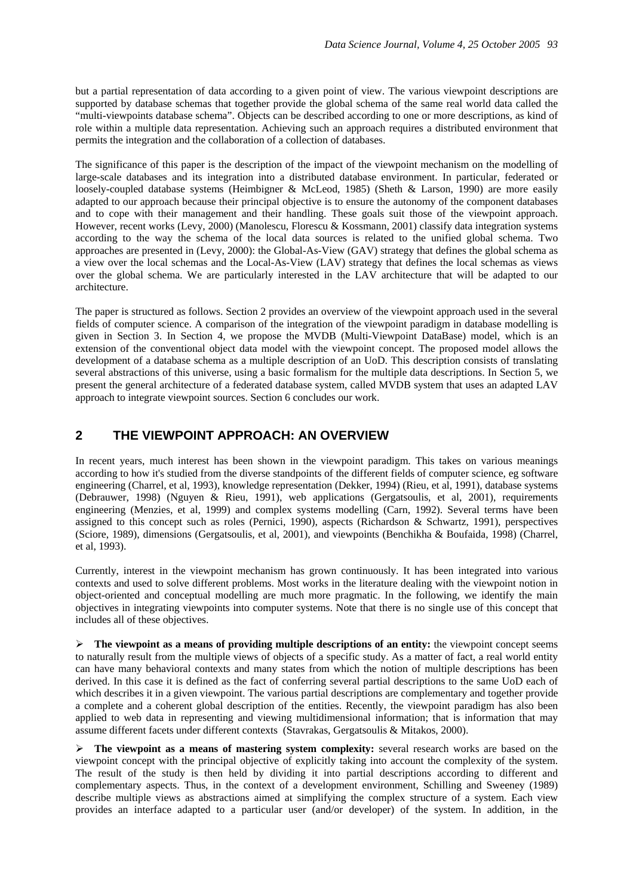but a partial representation of data according to a given point of view. The various viewpoint descriptions are supported by database schemas that together provide the global schema of the same real world data called the "multi-viewpoints database schema". Objects can be described according to one or more descriptions, as kind of role within a multiple data representation. Achieving such an approach requires a distributed environment that permits the integration and the collaboration of a collection of databases.

The significance of this paper is the description of the impact of the viewpoint mechanism on the modelling of large-scale databases and its integration into a distributed database environment. In particular, federated or loosely-coupled database systems (Heimbigner & McLeod, 1985) (Sheth & Larson, 1990) are more easily adapted to our approach because their principal objective is to ensure the autonomy of the component databases and to cope with their management and their handling. These goals suit those of the viewpoint approach. However, recent works (Levy, 2000) (Manolescu, Florescu & Kossmann, 2001) classify data integration systems according to the way the schema of the local data sources is related to the unified global schema. Two approaches are presented in (Levy, 2000): the Global-As-View (GAV) strategy that defines the global schema as a view over the local schemas and the Local-As-View (LAV) strategy that defines the local schemas as views over the global schema. We are particularly interested in the LAV architecture that will be adapted to our architecture.

The paper is structured as follows. Section 2 provides an overview of the viewpoint approach used in the several fields of computer science. A comparison of the integration of the viewpoint paradigm in database modelling is given in Section 3. In Section 4, we propose the MVDB (Multi-Viewpoint DataBase) model, which is an extension of the conventional object data model with the viewpoint concept. The proposed model allows the development of a database schema as a multiple description of an UoD. This description consists of translating several abstractions of this universe, using a basic formalism for the multiple data descriptions. In Section 5, we present the general architecture of a federated database system, called MVDB system that uses an adapted LAV approach to integrate viewpoint sources. Section 6 concludes our work.

## 2 THE VIEWPOINT APPROACH: AN OVERVIEW

In recent years, much interest has been shown in the viewpoint paradigm. This takes on various meanings according to how it's studied from the diverse standpoints of the different fields of computer science, eg software engineering (Charrel, et al, 1993), knowledge representation (Dekker, 1994) (Rieu, et al, 1991), database systems (Debrauwer, 1998) (Nguyen & Rieu, 1991), web applications (Gergatsoulis, et al, 2001), requirements engineering (Menzies, et al, 1999) and complex systems modelling (Carn, 1992). Several terms have been assigned to this concept such as roles (Pernici, 1990), aspects (Richardson & Schwartz, 1991), perspectives (Sciore, 1989), dimensions (Gergatsoulis, et al, 2001), and viewpoints (Benchikha & Boufaida, 1998) (Charrel, et al, 1993).

Currently, interest in the viewpoint mechanism has grown continuously. It has been integrated into various contexts and used to solve different problems. Most works in the literature dealing with the viewpoint notion in object-oriented and conceptual modelling are much more pragmatic. In the following, we identify the main objectives in integrating viewpoints into computer systems. Note that there is no single use of this concept that includes all of these objectives.

- **The viewpoint as a means of providing multiple descriptions of an entity:** the viewpoint concept seems to naturally result from the multiple views of objects of a specific study. As a matter of fact, a real world entity can have many behavioral contexts and many states from which the notion of multiple descriptions has been derived. In this case it is defined as the fact of conferring several partial descriptions to the same UoD each of which describes it in a given viewpoint. The various partial descriptions are complementary and together provide a complete and a coherent global description of the entities. Recently, the viewpoint paradigm has also been applied to web data in representing and viewing multidimensional information; that is information that may assume different facets under different contexts (Stavrakas, Gergatsoulis & Mitakos, 2000).

- **The viewpoint as a means of mastering system complexity:** several research works are based on the viewpoint concept with the principal objective of explicitly taking into account the complexity of the system. The result of the study is then held by dividing it into partial descriptions according to different and complementary aspects. Thus, in the context of a development environment, Schilling and Sweeney (1989) describe multiple views as abstractions aimed at simplifying the complex structure of a system. Each view provides an interface adapted to a particular user (and/or developer) of the system. In addition, in the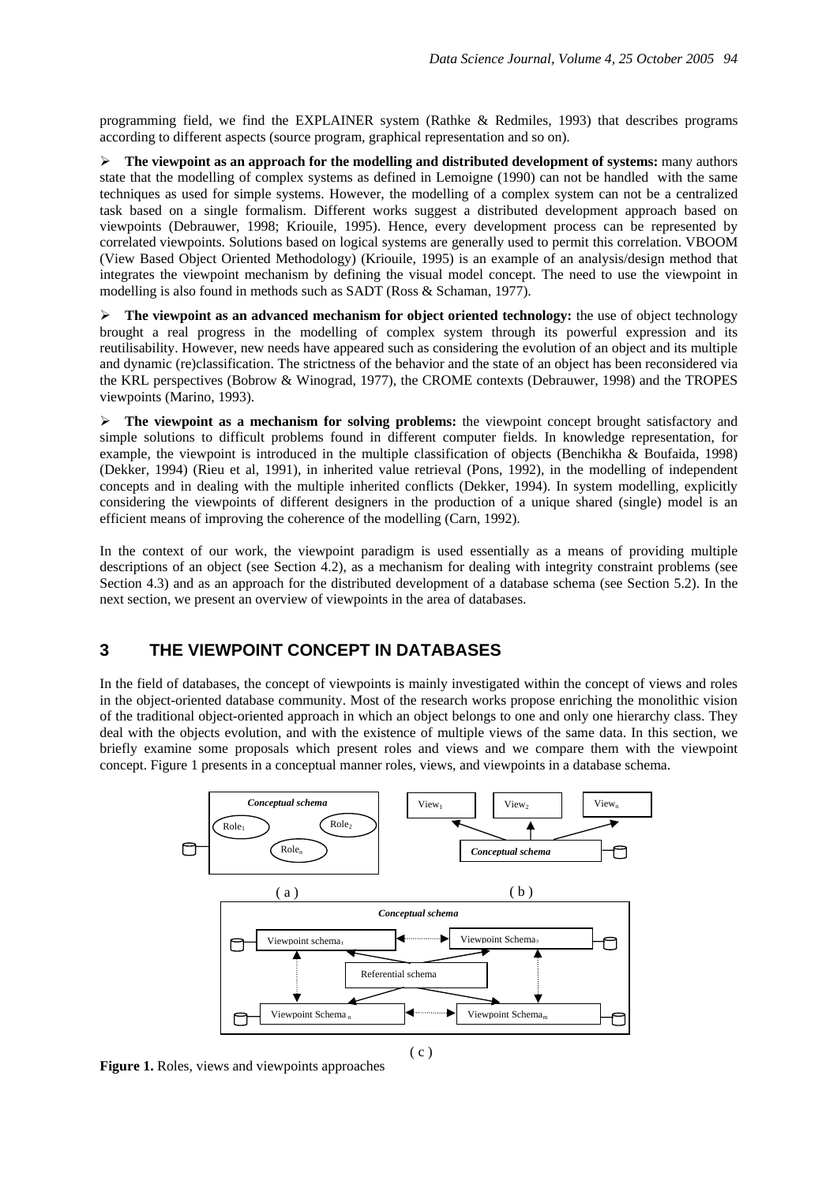programming field, we find the EXPLAINER system (Rathke & Redmiles, 1993) that describes programs according to different aspects (source program, graphical representation and so on).

- **The viewpoint as an approach for the modelling and distributed development of systems:** many authors state that the modelling of complex systems as defined in Lemoigne (1990) can not be handled with the same techniques as used for simple systems. However, the modelling of a complex system can not be a centralized task based on a single formalism. Different works suggest a distributed development approach based on viewpoints (Debrauwer, 1998; Kriouile, 1995). Hence, every development process can be represented by correlated viewpoints. Solutions based on logical systems are generally used to permit this correlation. VBOOM (View Based Object Oriented Methodology) (Kriouile, 1995) is an example of an analysis/design method that integrates the viewpoint mechanism by defining the visual model concept. The need to use the viewpoint in modelling is also found in methods such as SADT (Ross & Schaman, 1977).

- **The viewpoint as an advanced mechanism for object oriented technology:** the use of object technology brought a real progress in the modelling of complex system through its powerful expression and its reutilisability. However, new needs have appeared such as considering the evolution of an object and its multiple and dynamic (re)classification. The strictness of the behavior and the state of an object has been reconsidered via the KRL perspectives (Bobrow & Winograd, 1977), the CROME contexts (Debrauwer, 1998) and the TROPES viewpoints (Marino, 1993).

- **The viewpoint as a mechanism for solving problems:** the viewpoint concept brought satisfactory and simple solutions to difficult problems found in different computer fields. In knowledge representation, for example, the viewpoint is introduced in the multiple classification of objects (Benchikha & Boufaida, 1998) (Dekker, 1994) (Rieu et al, 1991), in inherited value retrieval (Pons, 1992), in the modelling of independent concepts and in dealing with the multiple inherited conflicts (Dekker, 1994). In system modelling, explicitly considering the viewpoints of different designers in the production of a unique shared (single) model is an efficient means of improving the coherence of the modelling (Carn, 1992).

In the context of our work, the viewpoint paradigm is used essentially as a means of providing multiple descriptions of an object (see Section 4.2), as a mechanism for dealing with integrity constraint problems (see Section 4.3) and as an approach for the distributed development of a database schema (see Section 5.2). In the next section, we present an overview of viewpoints in the area of databases.

## 3 THE VIEWPOINT CONCEPT IN DATABASES

In the field of databases, the concept of viewpoints is mainly investigated within the concept of views and roles in the object-oriented database community. Most of the research works propose enriching the monolithic vision of the traditional object-oriented approach in which an object belongs to one and only one hierarchy class. They deal with the objects evolution, and with the existence of multiple views of the same data. In this section, we briefly examine some proposals which present roles and views and we compare them with the viewpoint concept. Figure 1 presents in a conceptual manner roles, views, and viewpoints in a database schema.

**Figure 1.** Roles, views and viewpoints approaches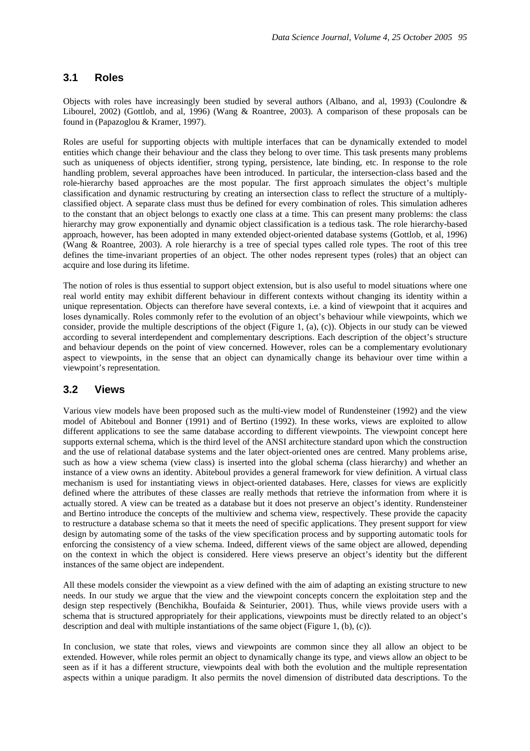## 3.1 Roles

Objects with roles have increasingly been studied by several authors (Albano, and al, 1993) (Coulondre & Libourel, 2002) (Gottlob, and al, 1996) (Wang & Roantree, 2003). A comparison of these proposals can be found in (Papazoglou & Kramer, 1997).

Roles are useful for supporting objects with multiple interfaces that can be dynamically extended to model entities which change their behaviour and the class they belong to over time. This task presents many problems such as uniqueness of objects identifier, strong typing, persistence, late binding, etc. In response to the role handling problem, several approaches have been introduced. In particular, the intersection-class based and the role-hierarchy based approaches are the most popular. The first approach simulates the object's multiple classification and dynamic restructuring by creating an intersection class to reflect the structure of a multiply-classified object. A separate class must thus be defined for every combination of roles. This simulation adheres to the constant that an object belongs to exactly one class at a time. This can present many problems: the class hierarchy may grow exponentially and dynamic object classification is a tedious task. The role hierarchy-based approach, however, has been adopted in many extended object-oriented database systems (Gottlob, et al, 1996) (Wang & Roantree, 2003). A role hierarchy is a tree of special types called role types. The root of this tree defines the time-invariant properties of an object. The other nodes represent types (roles) that an object can acquire and lose during its lifetime.

The notion of roles is thus essential to support object extension, but is also useful to model situations where one real world entity may exhibit different behaviour in different contexts without changing its identity within a unique representation. Objects can therefore have several contexts, i.e. a kind of viewpoint that it acquires and loses dynamically. Roles commonly refer to the evolution of an object's behaviour while viewpoints, which we consider, provide the multiple descriptions of the object (Figure 1, (a), (c)). Objects in our study can be viewed according to several interdependent and complementary descriptions. Each description of the object's structure and behaviour depends on the point of view concerned. However, roles can be a complementary evolutionary aspect to viewpoints, in the sense that an object can dynamically change its behaviour over time within a viewpoint's representation.

## 3.2 Views

Various view models have been proposed such as the multi-view model of Rundensteiner (1992) and the view model of Abiteboul and Bonner (1991) and of Bertino (1992). In these works, views are exploited to allow different applications to see the same database according to different viewpoints. The viewpoint concept here supports external schema, which is the third level of the ANSI architecture standard upon which the construction and the use of relational database systems and the later object-oriented ones are centred. Many problems arise, such as how a view schema (view class) is inserted into the global schema (class hierarchy) and whether an instance of a view owns an identity. Abiteboul provides a general framework for view definition. A virtual class mechanism is used for instantiating views in object-oriented databases. Here, classes for views are explicitly defined where the attributes of these classes are really methods that retrieve the information from where it is actually stored. A view can be treated as a database but it does not preserve an object's identity. Rundensteiner and Bertino introduce the concepts of the multiview and schema view, respectively. These provide the capacity to restructure a database schema so that it meets the need of specific applications. They present support for view design by automating some of the tasks of the view specification process and by supporting automatic tools for enforcing the consistency of a view schema. Indeed, different views of the same object are allowed, depending on the context in which the object is considered. Here views preserve an object's identity but the different instances of the same object are independent.

All these models consider the viewpoint as a view defined with the aim of adapting an existing structure to new needs. In our study we argue that the view and the viewpoint concepts concern the exploitation step and the design step respectively (Benchikha, Boufaida & Seinturier, 2001). Thus, while views provide users with a schema that is structured appropriately for their applications, viewpoints must be directly related to an object's description and deal with multiple instantiations of the same object (Figure 1, (b), (c)).

In conclusion, we state that roles, views and viewpoints are common since they all allow an object to be extended. However, while roles permit an object to dynamically change its type, and views allow an object to be seen as if it has a different structure, viewpoints deal with both the evolution and the multiple representation aspects within a unique paradigm. It also permits the novel dimension of distributed data descriptions. To the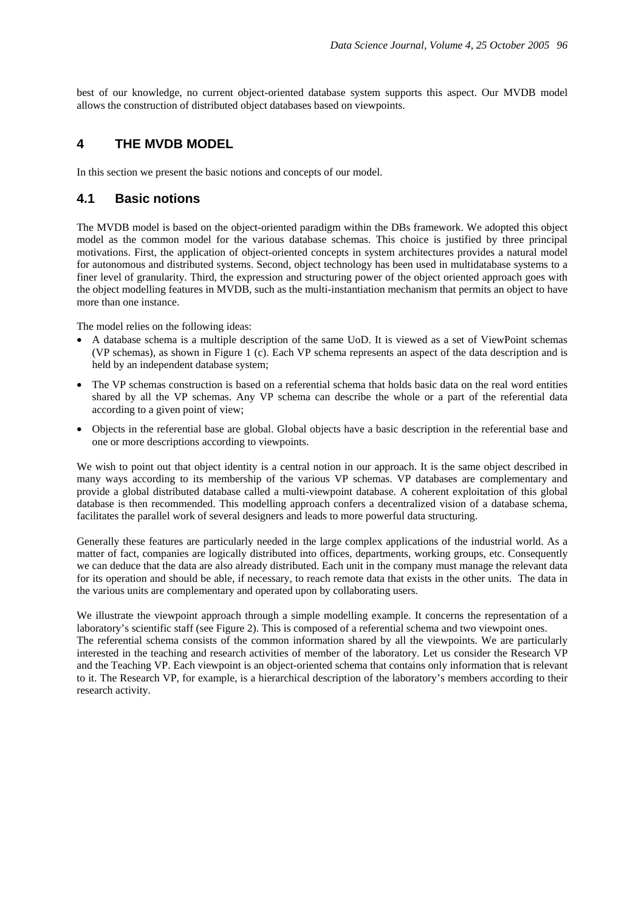best of our knowledge, no current object-oriented database system supports this aspect. Our MVDB model allows the construction of distributed object databases based on viewpoints.

# 4 THE MVDB MODEL

In this section we present the basic notions and concepts of our model.

## 4.1 Basic notions

The MVDB model is based on the object-oriented paradigm within the DBs framework. We adopted this object model as the common model for the various database schemas. This choice is justified by three principal motivations. First, the application of object-oriented concepts in system architectures provides a natural model for autonomous and distributed systems. Second, object technology has been used in multidatabase systems to a finer level of granularity. Third, the expression and structuring power of the object oriented approach goes with the object modelling features in MVDB, such as the multi-instantiation mechanism that permits an object to have more than one instance.

The model relies on the following ideas:

- A database schema is a multiple description of the same UoD. It is viewed as a set of ViewPoint schemas (VP schemas), as shown in Figure 1 (c). Each VP schema represents an aspect of the data description and is held by an independent database system;
- The VP schemas construction is based on a referential schema that holds basic data on the real word entities shared by all the VP schemas. Any VP schema can describe the whole or a part of the referential data according to a given point of view;
- Objects in the referential base are global. Global objects have a basic description in the referential base and one or more descriptions according to viewpoints.

We wish to point out that object identity is a central notion in our approach. It is the same object described in many ways according to its membership of the various VP schemas. VP databases are complementary and provide a global distributed database called a multi-viewpoint database. A coherent exploitation of this global database is then recommended. This modelling approach confers a decentralized vision of a database schema, facilitates the parallel work of several designers and leads to more powerful data structuring.

Generally these features are particularly needed in the large complex applications of the industrial world. As a matter of fact, companies are logically distributed into offices, departments, working groups, etc. Consequently we can deduce that the data are also already distributed. Each unit in the company must manage the relevant data for its operation and should be able, if necessary, to reach remote data that exists in the other units. The data in the various units are complementary and operated upon by collaborating users.

We illustrate the viewpoint approach through a simple modelling example. It concerns the representation of a laboratory's scientific staff (see Figure 2). This is composed of a referential schema and two viewpoint ones.
The referential schema consists of the common information shared by all the viewpoints. We are particularly interested in the teaching and research activities of member of the laboratory. Let us consider the Research VP and the Teaching VP. Each viewpoint is an object-oriented schema that contains only information that is relevant to it. The Research VP, for example, is a hierarchical description of the laboratory's members according to their research activity.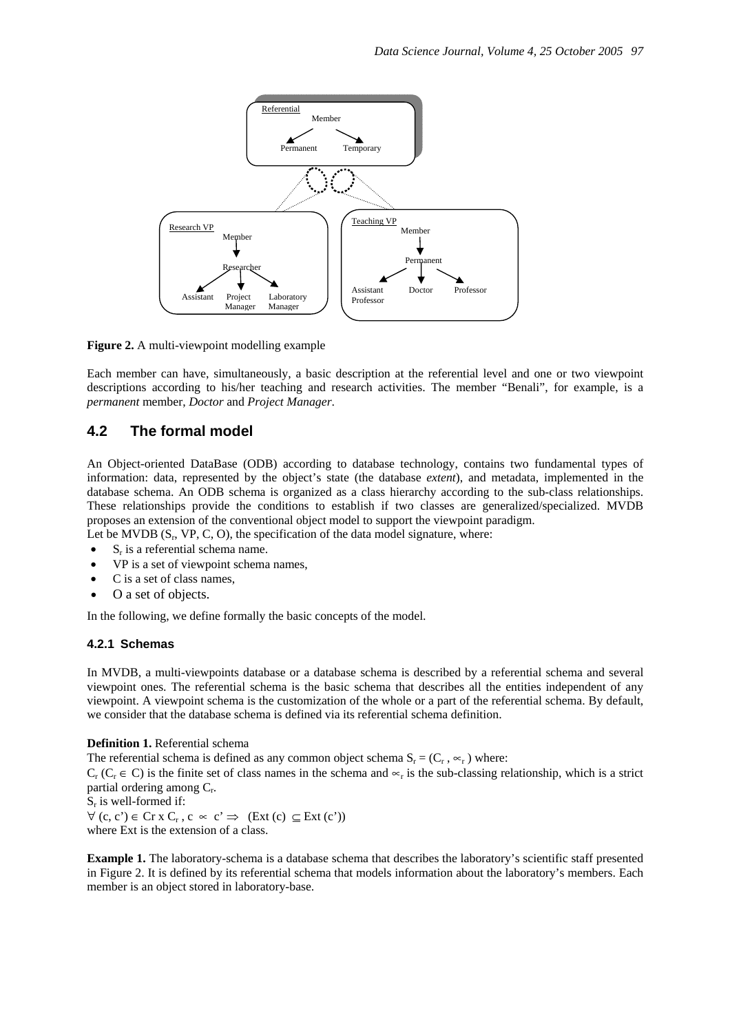**Figure 2.** A multi-viewpoint modelling example

Each member can have, simultaneously, a basic description at the referential level and one or two viewpoint descriptions according to his/her teaching and research activities. The member "Benali", for example, is a *permanent* member, *Doctor* and *Project Manager*.

## 4.2 The formal model

An Object-oriented DataBase (ODB) according to database technology, contains two fundamental types of information: data, represented by the object's state (the database *extent*), and metadata, implemented in the database schema. An ODB schema is organized as a class hierarchy according to the sub-class relationships. These relationships provide the conditions to establish if two classes are generalized/specialized. MVDB proposes an extension of the conventional object model to support the viewpoint paradigm.

Let be MVDB ($S_r$, VP, C, O), the specification of the data model signature, where:

- $S_r$ is a referential schema name.
- VP is a set of viewpoint schema names,
- C is a set of class names,
- O a set of objects.

In the following, we define formally the basic concepts of the model.

### 4.2.1 Schemas

In MVDB, a multi-viewpoints database or a database schema is described by a referential schema and several viewpoint ones. The referential schema is the basic schema that describes all the entities independent of any viewpoint. A viewpoint schema is the customization of the whole or a part of the referential schema. By default, we consider that the database schema is defined via its referential schema definition.

**Definition 1.** Referential schema

The referential schema is defined as any common object schema $S_r = (C_r, \propto_r)$ where:

$C_r$ ($C_r \in C$) is the finite set of class names in the schema and $\propto_r$ is the sub-classing relationship, which is a strict partial ordering among $C_r$.

$S_r$ is well-formed if:

$\forall$ (c, c') $\in$ Cr x $C_r$, c $\propto$ c' $\Rightarrow$ (Ext (c) $\subseteq$ Ext (c'))

where Ext is the extension of a class.

**Example 1.** The laboratory-schema is a database schema that describes the laboratory's scientific staff presented in Figure 2. It is defined by its referential schema that models information about the laboratory's members. Each member is an object stored in laboratory-base.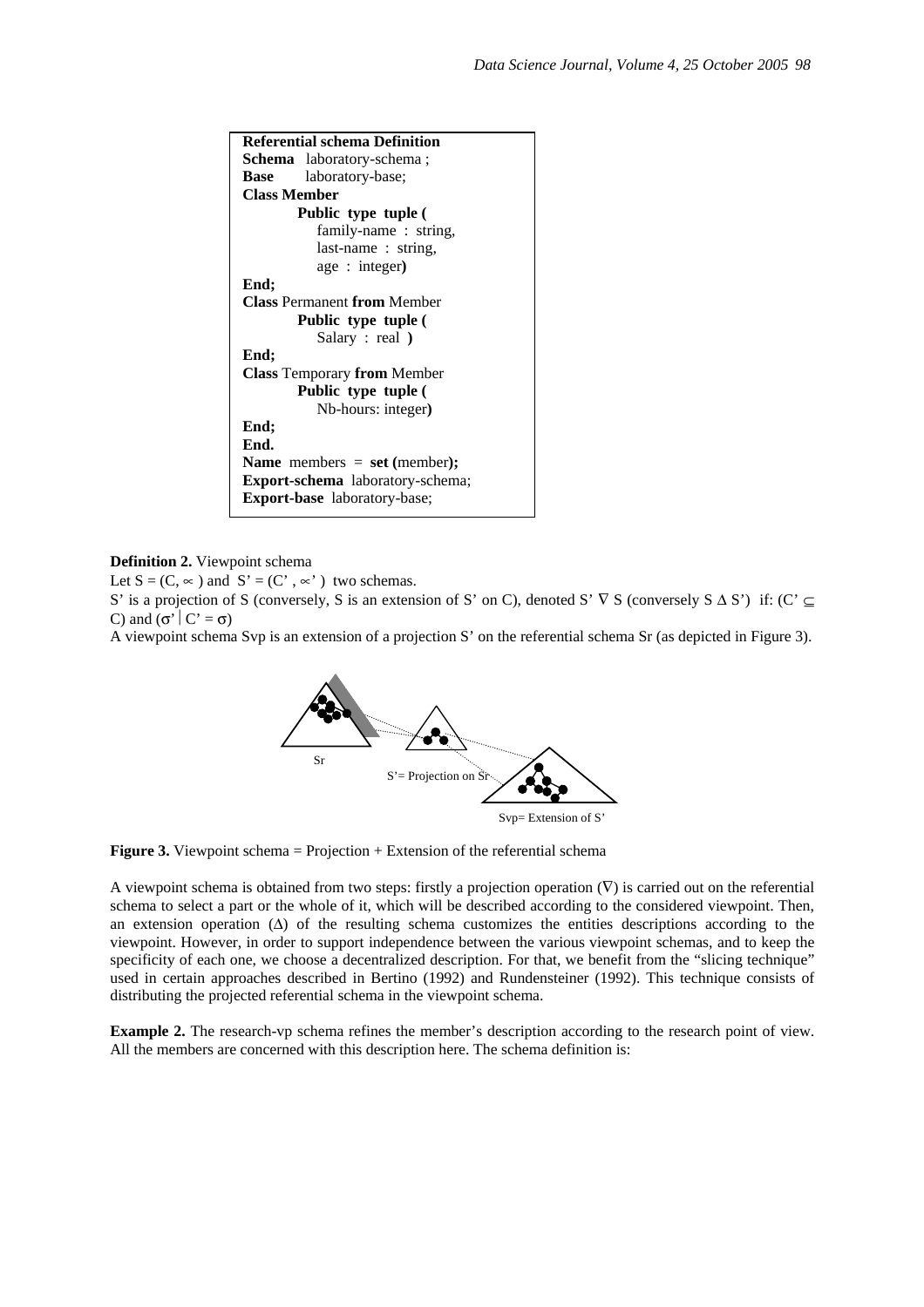```
Referential schema Definition
Schema   laboratory-schema ;
Base       laboratory-base;
Class Member
          Public  type  tuple (
              family-name  :  string,
              last-name  :  string,
              age  :  integer)
End;
Class Permanent from Member
          Public  type  tuple (
              Salary  :  real  )
End;
Class Temporary from Member
          Public  type  tuple (
              Nb-hours: integer)
End;
End.
Name  members  =  set (member);
Export-schema  laboratory-schema;
Export-base  laboratory-base;
```

**Definition 2.** Viewpoint schema

Let $S = (C, \propto)$ and $S' = (C', \propto')$ two schemas.

S' is a projection of S (conversely, S is an extension of S' on C), denoted $S' \nabla S$ (conversely $S \Delta S'$) if: ($C' \subseteq C$) and ($\sigma' | C' = \sigma$)

A viewpoint schema Svp is an extension of a projection S' on the referential schema Sr (as depicted in Figure 3).

Sr

S'= Projection on Sr

Svp= Extension of S'

**Figure 3.** Viewpoint schema = Projection + Extension of the referential schema

A viewpoint schema is obtained from two steps: firstly a projection operation ($\nabla$) is carried out on the referential schema to select a part or the whole of it, which will be described according to the considered viewpoint. Then, an extension operation ($\Delta$) of the resulting schema customizes the entities descriptions according to the viewpoint. However, in order to support independence between the various viewpoint schemas, and to keep the specificity of each one, we choose a decentralized description. For that, we benefit from the "slicing technique" used in certain approaches described in Bertino (1992) and Rundensteiner (1992). This technique consists of distributing the projected referential schema in the viewpoint schema.

**Example 2.** The research-vp schema refines the member's description according to the research point of view. All the members are concerned with this description here. The schema definition is: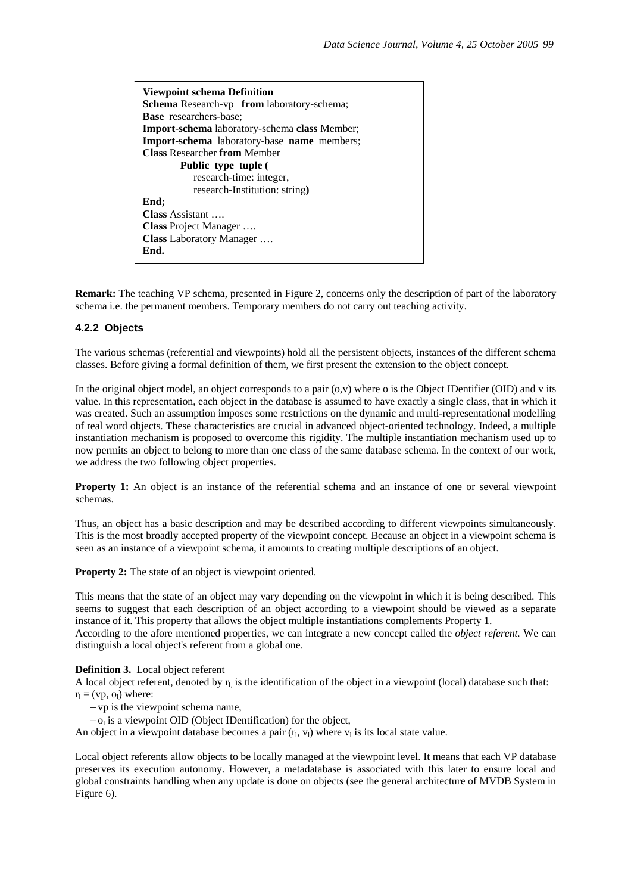```
Viewpoint schema Definition
Schema Research-vp   from laboratory-schema;
Base  researchers-base;
Import-schema laboratory-schema class Member;
Import-schema  laboratory-base  name  members;
Class Researcher from Member
        Public  type  tuple (
            research-time: integer,
            research-Institution: string)
End;
Class Assistant ….
Class Project Manager ….
Class Laboratory Manager ….
End.
```

**Remark:** The teaching VP schema, presented in Figure 2, concerns only the description of part of the laboratory schema i.e. the permanent members. Temporary members do not carry out teaching activity.

#### 4.2.2 Objects

The various schemas (referential and viewpoints) hold all the persistent objects, instances of the different schema classes. Before giving a formal definition of them, we first present the extension to the object concept.

In the original object model, an object corresponds to a pair (o,v) where o is the Object IDentifier (OID) and v its value. In this representation, each object in the database is assumed to have exactly a single class, that in which it was created. Such an assumption imposes some restrictions on the dynamic and multi-representational modelling of real word objects. These characteristics are crucial in advanced object-oriented technology. Indeed, a multiple instantiation mechanism is proposed to overcome this rigidity. The multiple instantiation mechanism used up to now permits an object to belong to more than one class of the same database schema. In the context of our work, we address the two following object properties.

**Property 1:** An object is an instance of the referential schema and an instance of one or several viewpoint schemas.

Thus, an object has a basic description and may be described according to different viewpoints simultaneously. This is the most broadly accepted property of the viewpoint concept. Because an object in a viewpoint schema is seen as an instance of a viewpoint schema, it amounts to creating multiple descriptions of an object.

**Property 2:** The state of an object is viewpoint oriented.

This means that the state of an object may vary depending on the viewpoint in which it is being described. This seems to suggest that each description of an object according to a viewpoint should be viewed as a separate instance of it. This property that allows the object multiple instantiations complements Property 1.
According to the afore mentioned properties, we can integrate a new concept called the *object referent.* We can distinguish a local object's referent from a global one.

**Definition 3.** Local object referent

A local object referent, denoted by $r_l$, is the identification of the object in a viewpoint (local) database such that: $r_l = (vp, o_l)$ where:

– vp is the viewpoint schema name,

– $o_l$ is a viewpoint OID (Object IDentification) for the object,

An object in a viewpoint database becomes a pair $(r_l, v_l)$ where $v_l$ is its local state value.

Local object referents allow objects to be locally managed at the viewpoint level. It means that each VP database preserves its execution autonomy. However, a metadatabase is associated with this later to ensure local and global constraints handling when any update is done on objects (see the general architecture of MVDB System in Figure 6).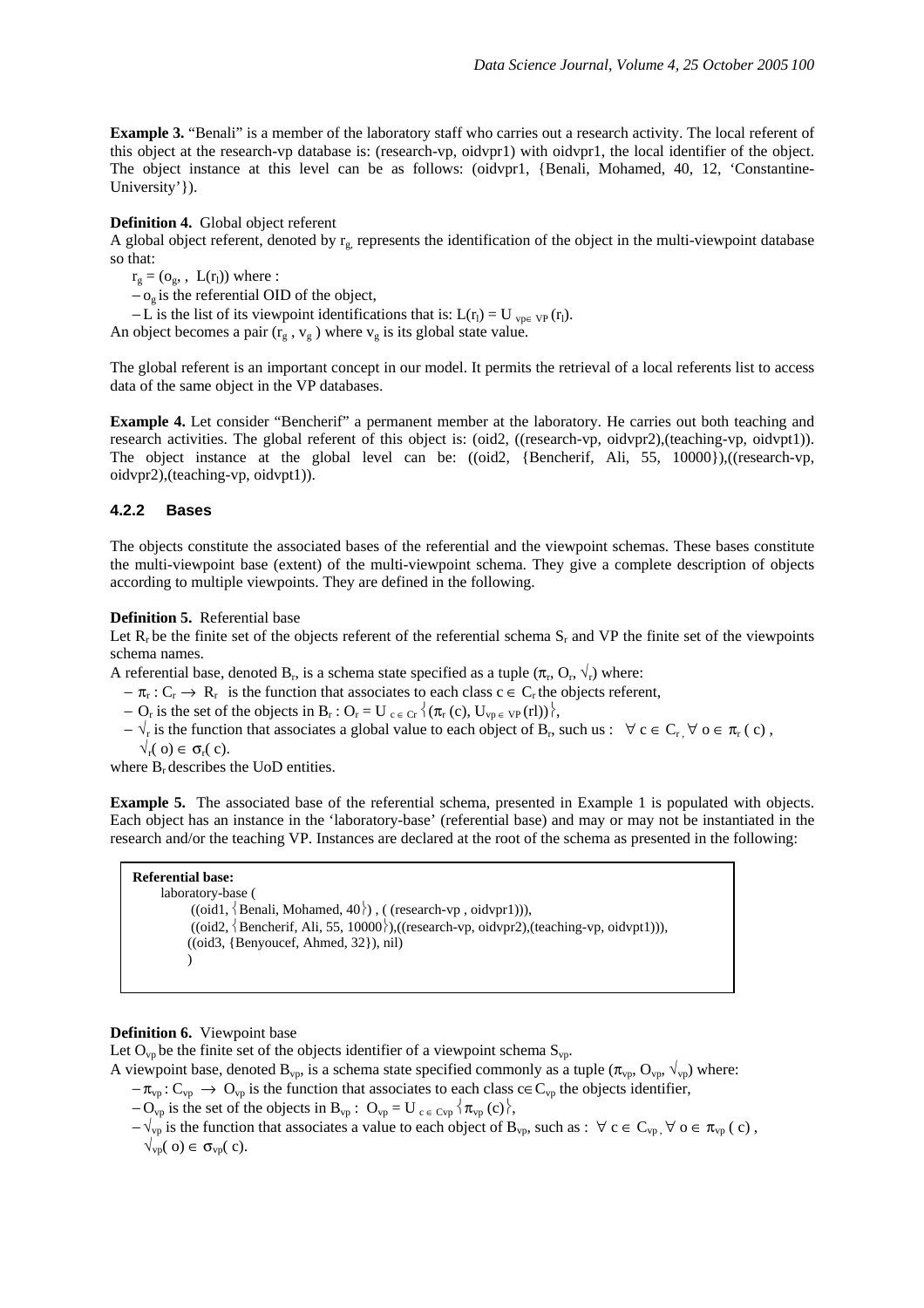**Example 3.** "Benali" is a member of the laboratory staff who carries out a research activity. The local referent of this object at the research-vp database is: (research-vp, oidvpr1) with oidvpr1, the local identifier of the object. The object instance at this level can be as follows: (oidvpr1, {Benali, Mohamed, 40, 12, 'Constantine-University'}).

**Definition 4.** Global object referent

A global object referent, denoted by $r_g$, represents the identification of the object in the multi-viewpoint database so that:

$r_g = (o_g, , L(r_l))$ where :

– $o_g$ is the referential OID of the object,

– L is the list of its viewpoint identifications that is: $L(r_l) = U_{vp \in VP} (r_l)$.

An object becomes a pair ($r_g$ , $v_g$ ) where $v_g$ is its global state value.

The global referent is an important concept in our model. It permits the retrieval of a local referents list to access data of the same object in the VP databases.

**Example 4.** Let consider "Bencherif" a permanent member at the laboratory. He carries out both teaching and research activities. The global referent of this object is: (oid2, ((research-vp, oidvpr2),(teaching-vp, oidvpt1)). The object instance at the global level can be: ((oid2, {Bencherif, Ali, 55, 10000}),((research-vp, oidvpr2),(teaching-vp, oidvpt1)).

### 4.2.2 Bases

The objects constitute the associated bases of the referential and the viewpoint schemas. These bases constitute the multi-viewpoint base (extent) of the multi-viewpoint schema. They give a complete description of objects according to multiple viewpoints. They are defined in the following.

**Definition 5.** Referential base

Let $R_r$ be the finite set of the objects referent of the referential schema $S_r$ and VP the finite set of the viewpoints schema names.

A referential base, denoted $B_r$, is a schema state specified as a tuple ($\pi_r$, $O_r$, $\surd_r$) where:

– $\pi_r : C_r \rightarrow R_r$ is the function that associates to each class $c \in C_r$ the objects referent,

– $O_r$ is the set of the objects in $B_r$ : $O_r = U_{c \in Cr} \{(\pi_r (c), U_{vp \in VP} (rl))\}$,

– $\surd_r$ is the function that associates a global value to each object of $B_r$, such us : $\forall c \in C_r, \forall o \in \pi_r ( c )$, $\surd_r( o) \in \sigma_r( c)$.

where $B_r$ describes the UoD entities.

**Example 5.** The associated base of the referential schema, presented in Example 1 is populated with objects. Each object has an instance in the 'laboratory-base' (referential base) and may or may not be instantiated in the research and/or the teaching VP. Instances are declared at the root of the schema as presented in the following:

```
Referential base:
    laboratory-base (
        ((oid1, {Benali, Mohamed, 40}) , ( (research-vp , oidvpr1))),
        ((oid2, {Bencherif, Ali, 55, 10000}),((research-vp, oidvpr2),(teaching-vp, oidvpt1))),
        ((oid3, {Benyoucef, Ahmed, 32}), nil)
        )
```

**Definition 6.** Viewpoint base

Let $O_{vp}$ be the finite set of the objects identifier of a viewpoint schema $S_{vp}$.

A viewpoint base, denoted $B_{vp}$, is a schema state specified commonly as a tuple ($\pi_{vp}$, $O_{vp}$, $\surd_{vp}$) where:

– $\pi_{vp} : C_{vp} \rightarrow O_{vp}$ is the function that associates to each class $c \in C_{vp}$ the objects identifier,

– $O_{vp}$ is the set of the objects in $B_{vp}$ : $O_{vp} = U_{c \in Cvp} \{\pi_{vp} (c)\}$,

– $\surd_{vp}$ is the function that associates a value to each object of $B_{vp}$, such as : $\forall c \in C_{vp}, \forall o \in \pi_{vp} ( c )$, $\surd_{vp}( o) \in \sigma_{vp}( c)$.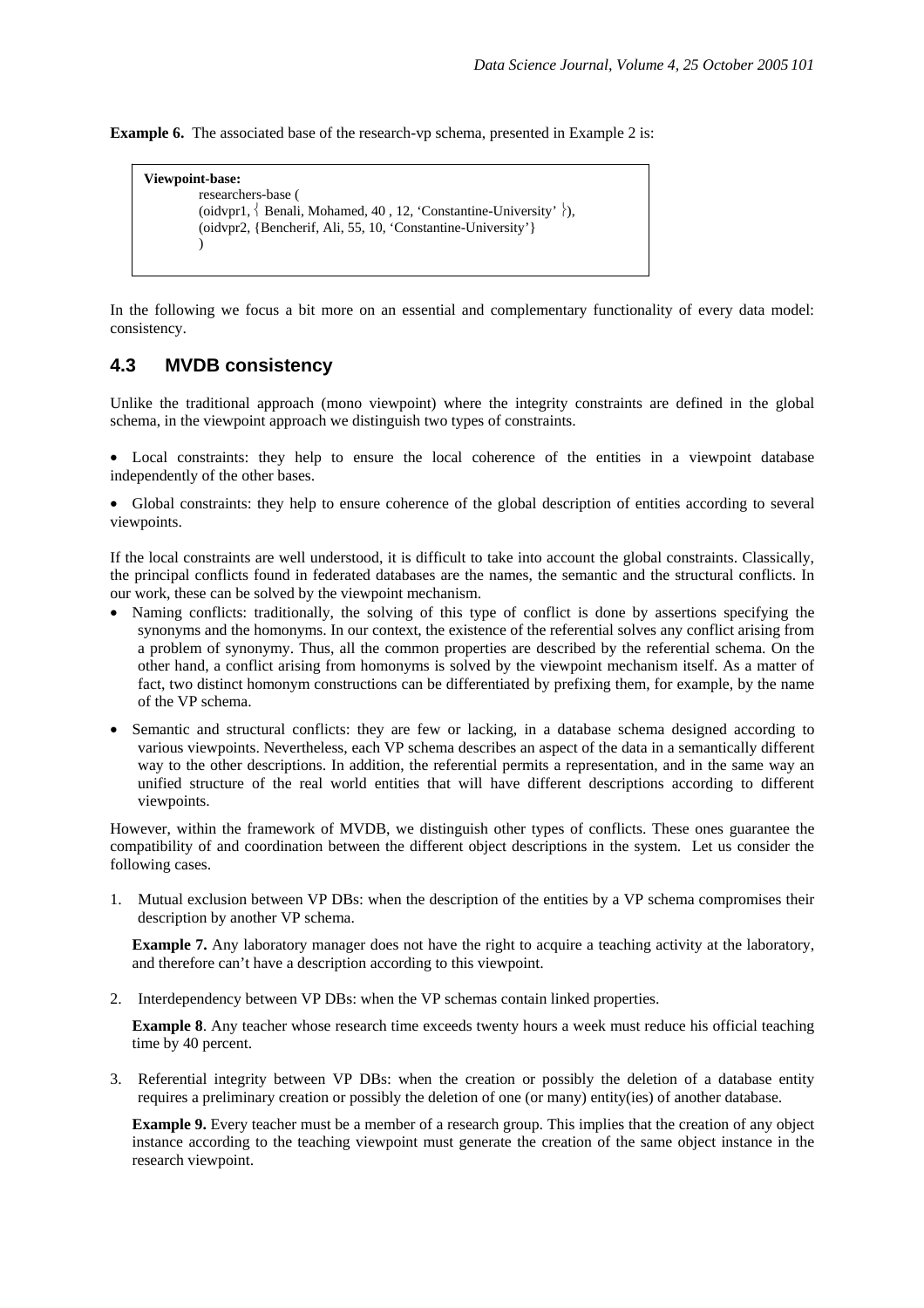**Example 6.** The associated base of the research-vp schema, presented in Example 2 is:

```
Viewpoint-base:
    researchers-base (
    (oidvpr1, { Benali, Mohamed, 40 , 12, 'Constantine-University' }),
    (oidvpr2, {Bencherif, Ali, 55, 10, 'Constantine-University'}
    )
```

In the following we focus a bit more on an essential and complementary functionality of every data model: consistency.

## 4.3 MVDB consistency

Unlike the traditional approach (mono viewpoint) where the integrity constraints are defined in the global schema, in the viewpoint approach we distinguish two types of constraints.

- Local constraints: they help to ensure the local coherence of the entities in a viewpoint database independently of the other bases.
- Global constraints: they help to ensure coherence of the global description of entities according to several viewpoints.

If the local constraints are well understood, it is difficult to take into account the global constraints. Classically, the principal conflicts found in federated databases are the names, the semantic and the structural conflicts. In our work, these can be solved by the viewpoint mechanism.

- Naming conflicts: traditionally, the solving of this type of conflict is done by assertions specifying the synonyms and the homonyms. In our context, the existence of the referential solves any conflict arising from a problem of synonymy. Thus, all the common properties are described by the referential schema. On the other hand, a conflict arising from homonyms is solved by the viewpoint mechanism itself. As a matter of fact, two distinct homonym constructions can be differentiated by prefixing them, for example, by the name of the VP schema.
- Semantic and structural conflicts: they are few or lacking, in a database schema designed according to various viewpoints. Nevertheless, each VP schema describes an aspect of the data in a semantically different way to the other descriptions. In addition, the referential permits a representation, and in the same way an unified structure of the real world entities that will have different descriptions according to different viewpoints.

However, within the framework of MVDB, we distinguish other types of conflicts. These ones guarantee the compatibility of and coordination between the different object descriptions in the system. Let us consider the following cases.

1. Mutual exclusion between VP DBs: when the description of the entities by a VP schema compromises their description by another VP schema.

   **Example 7.** Any laboratory manager does not have the right to acquire a teaching activity at the laboratory, and therefore can't have a description according to this viewpoint.

2. Interdependency between VP DBs: when the VP schemas contain linked properties.

   **Example 8**. Any teacher whose research time exceeds twenty hours a week must reduce his official teaching time by 40 percent.

3. Referential integrity between VP DBs: when the creation or possibly the deletion of a database entity requires a preliminary creation or possibly the deletion of one (or many) entity(ies) of another database.

   **Example 9.** Every teacher must be a member of a research group. This implies that the creation of any object instance according to the teaching viewpoint must generate the creation of the same object instance in the research viewpoint.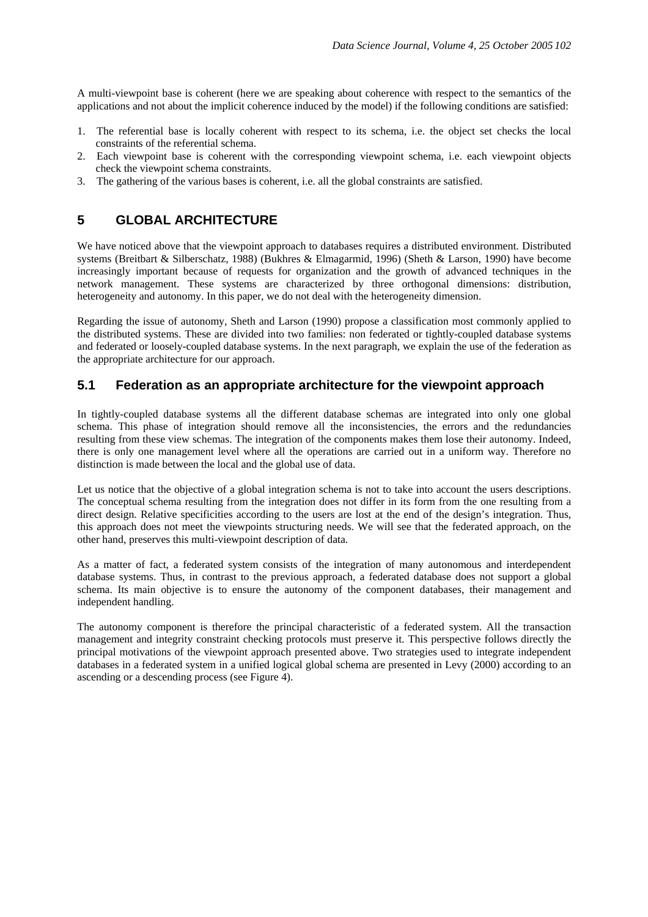A multi-viewpoint base is coherent (here we are speaking about coherence with respect to the semantics of the applications and not about the implicit coherence induced by the model) if the following conditions are satisfied:

1. The referential base is locally coherent with respect to its schema, i.e. the object set checks the local constraints of the referential schema.
2. Each viewpoint base is coherent with the corresponding viewpoint schema, i.e. each viewpoint objects check the viewpoint schema constraints.
3. The gathering of the various bases is coherent, i.e. all the global constraints are satisfied.

# 5 GLOBAL ARCHITECTURE

We have noticed above that the viewpoint approach to databases requires a distributed environment. Distributed systems (Breitbart & Silberschatz, 1988) (Bukhres & Elmagarmid, 1996) (Sheth & Larson, 1990) have become increasingly important because of requests for organization and the growth of advanced techniques in the network management. These systems are characterized by three orthogonal dimensions: distribution, heterogeneity and autonomy. In this paper, we do not deal with the heterogeneity dimension.

Regarding the issue of autonomy, Sheth and Larson (1990) propose a classification most commonly applied to the distributed systems. These are divided into two families: non federated or tightly-coupled database systems and federated or loosely-coupled database systems. In the next paragraph, we explain the use of the federation as the appropriate architecture for our approach.

## 5.1 Federation as an appropriate architecture for the viewpoint approach

In tightly-coupled database systems all the different database schemas are integrated into only one global schema. This phase of integration should remove all the inconsistencies, the errors and the redundancies resulting from these view schemas. The integration of the components makes them lose their autonomy. Indeed, there is only one management level where all the operations are carried out in a uniform way. Therefore no distinction is made between the local and the global use of data.

Let us notice that the objective of a global integration schema is not to take into account the users descriptions. The conceptual schema resulting from the integration does not differ in its form from the one resulting from a direct design. Relative specificities according to the users are lost at the end of the design's integration. Thus, this approach does not meet the viewpoints structuring needs. We will see that the federated approach, on the other hand, preserves this multi-viewpoint description of data.

As a matter of fact, a federated system consists of the integration of many autonomous and interdependent database systems. Thus, in contrast to the previous approach, a federated database does not support a global schema. Its main objective is to ensure the autonomy of the component databases, their management and independent handling.

The autonomy component is therefore the principal characteristic of a federated system. All the transaction management and integrity constraint checking protocols must preserve it. This perspective follows directly the principal motivations of the viewpoint approach presented above. Two strategies used to integrate independent databases in a federated system in a unified logical global schema are presented in Levy (2000) according to an ascending or a descending process (see Figure 4).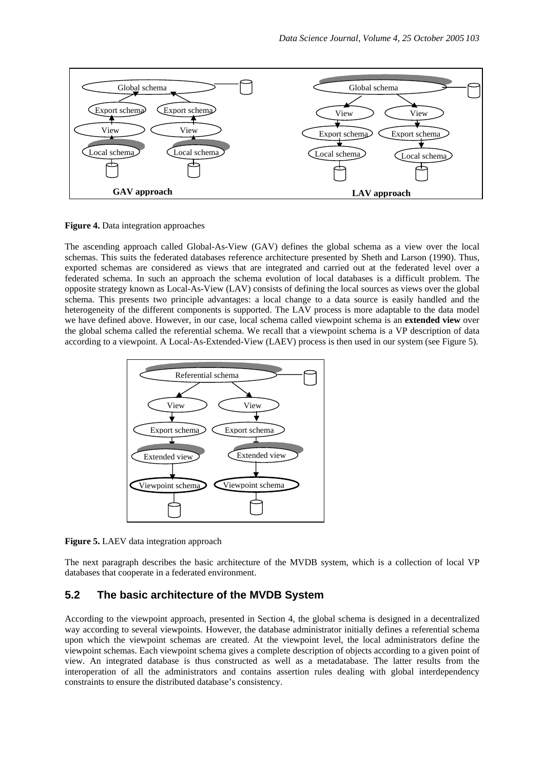**Figure 4.** Data integration approaches

The ascending approach called Global-As-View (GAV) defines the global schema as a view over the local schemas. This suits the federated databases reference architecture presented by Sheth and Larson (1990). Thus, exported schemas are considered as views that are integrated and carried out at the federated level over a federated schema. In such an approach the schema evolution of local databases is a difficult problem. The opposite strategy known as Local-As-View (LAV) consists of defining the local sources as views over the global schema. This presents two principle advantages: a local change to a data source is easily handled and the heterogeneity of the different components is supported. The LAV process is more adaptable to the data model we have defined above. However, in our case, local schema called viewpoint schema is an **extended view** over the global schema called the referential schema. We recall that a viewpoint schema is a VP description of data according to a viewpoint. A Local-As-Extended-View (LAEV) process is then used in our system (see Figure 5).

**Figure 5.** LAEV data integration approach

The next paragraph describes the basic architecture of the MVDB system, which is a collection of local VP databases that cooperate in a federated environment.

## 5.2 The basic architecture of the MVDB System

According to the viewpoint approach, presented in Section 4, the global schema is designed in a decentralized way according to several viewpoints. However, the database administrator initially defines a referential schema upon which the viewpoint schemas are created. At the viewpoint level, the local administrators define the viewpoint schemas. Each viewpoint schema gives a complete description of objects according to a given point of view. An integrated database is thus constructed as well as a metadatabase. The latter results from the interoperation of all the administrators and contains assertion rules dealing with global interdependency constraints to ensure the distributed database's consistency.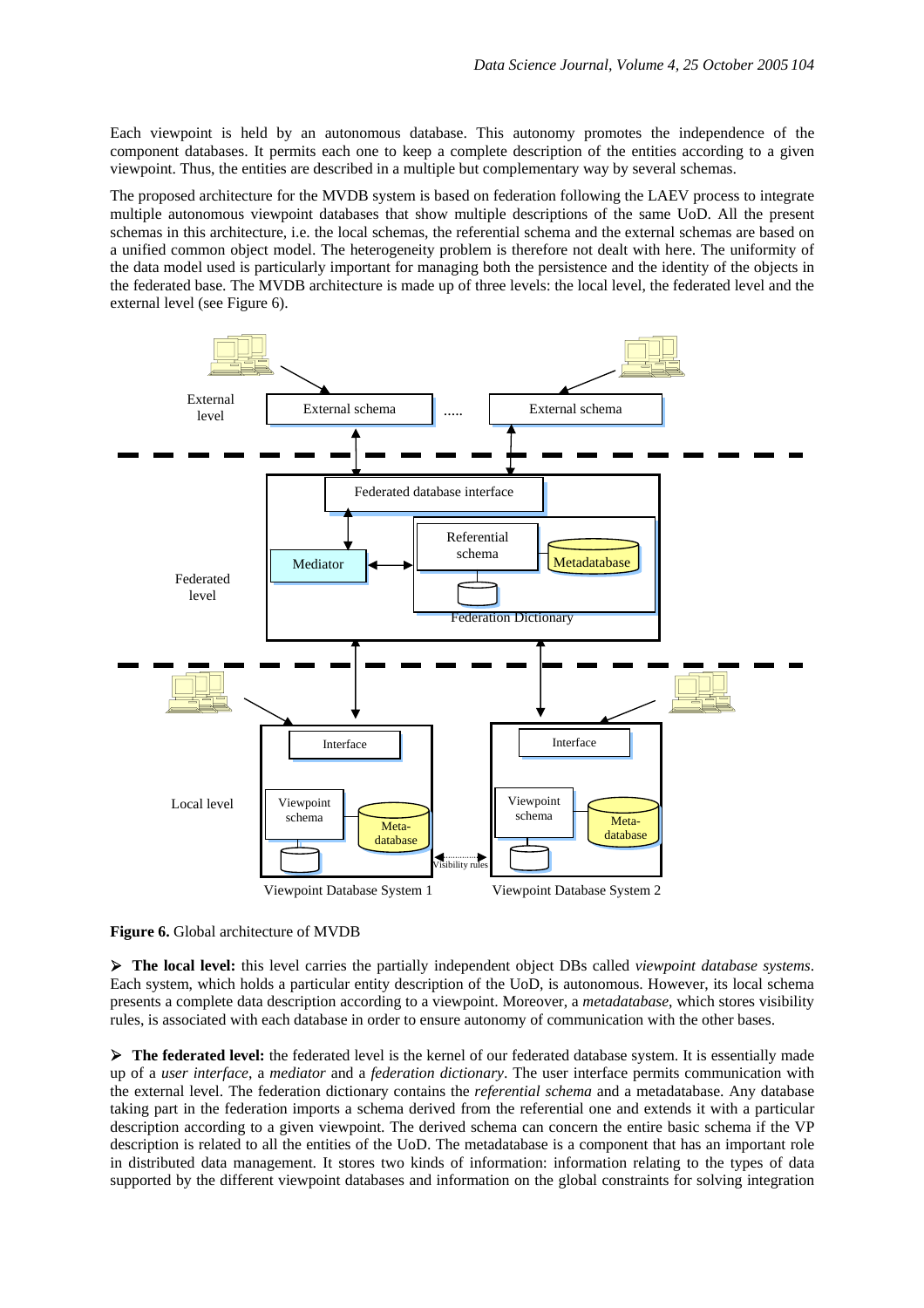Each viewpoint is held by an autonomous database. This autonomy promotes the independence of the component databases. It permits each one to keep a complete description of the entities according to a given viewpoint. Thus, the entities are described in a multiple but complementary way by several schemas.

The proposed architecture for the MVDB system is based on federation following the LAEV process to integrate multiple autonomous viewpoint databases that show multiple descriptions of the same UoD. All the present schemas in this architecture, i.e. the local schemas, the referential schema and the external schemas are based on a unified common object model. The heterogeneity problem is therefore not dealt with here. The uniformity of the data model used is particularly important for managing both the persistence and the identity of the objects in the federated base. The MVDB architecture is made up of three levels: the local level, the federated level and the external level (see Figure 6).

**Figure 6.** Global architecture of MVDB

- **The local level:** this level carries the partially independent object DBs called *viewpoint database systems*. Each system, which holds a particular entity description of the UoD, is autonomous. However, its local schema presents a complete data description according to a viewpoint. Moreover, a *metadatabase*, which stores visibility rules, is associated with each database in order to ensure autonomy of communication with the other bases.

- **The federated level:** the federated level is the kernel of our federated database system. It is essentially made up of a *user interface*, a *mediator* and a *federation dictionary*. The user interface permits communication with the external level. The federation dictionary contains the *referential schema* and a metadatabase. Any database taking part in the federation imports a schema derived from the referential one and extends it with a particular description according to a given viewpoint. The derived schema can concern the entire basic schema if the VP description is related to all the entities of the UoD. The metadatabase is a component that has an important role in distributed data management. It stores two kinds of information: information relating to the types of data supported by the different viewpoint databases and information on the global constraints for solving integration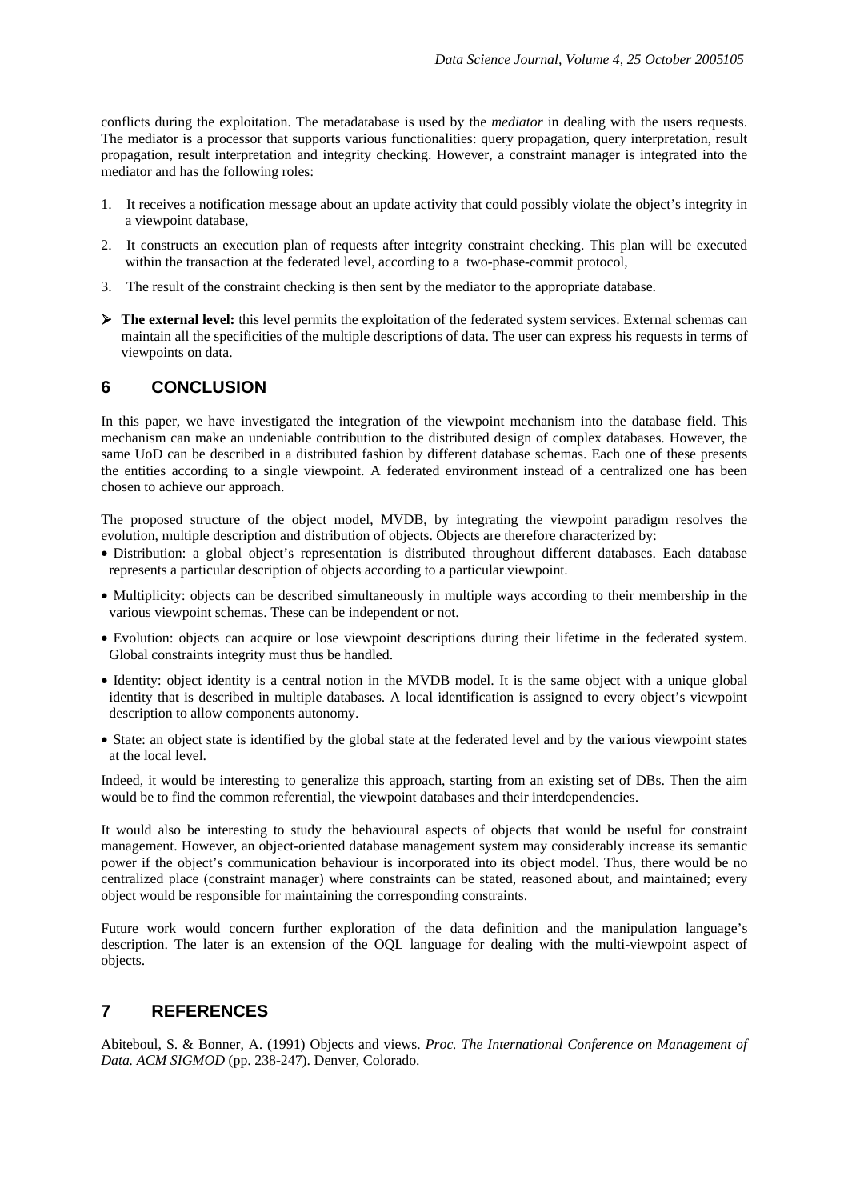conflicts during the exploitation. The metadatabase is used by the *mediator* in dealing with the users requests. The mediator is a processor that supports various functionalities: query propagation, query interpretation, result propagation, result interpretation and integrity checking. However, a constraint manager is integrated into the mediator and has the following roles:

1. It receives a notification message about an update activity that could possibly violate the object's integrity in a viewpoint database,
2. It constructs an execution plan of requests after integrity constraint checking. This plan will be executed within the transaction at the federated level, according to a two-phase-commit protocol,
3. The result of the constraint checking is then sent by the mediator to the appropriate database.

- **The external level:** this level permits the exploitation of the federated system services. External schemas can maintain all the specificities of the multiple descriptions of data. The user can express his requests in terms of viewpoints on data.

## 6 CONCLUSION

In this paper, we have investigated the integration of the viewpoint mechanism into the database field. This mechanism can make an undeniable contribution to the distributed design of complex databases. However, the same UoD can be described in a distributed fashion by different database schemas. Each one of these presents the entities according to a single viewpoint. A federated environment instead of a centralized one has been chosen to achieve our approach.

The proposed structure of the object model, MVDB, by integrating the viewpoint paradigm resolves the evolution, multiple description and distribution of objects. Objects are therefore characterized by:

- Distribution: a global object's representation is distributed throughout different databases. Each database represents a particular description of objects according to a particular viewpoint.
- Multiplicity: objects can be described simultaneously in multiple ways according to their membership in the various viewpoint schemas. These can be independent or not.
- Evolution: objects can acquire or lose viewpoint descriptions during their lifetime in the federated system. Global constraints integrity must thus be handled.
- Identity: object identity is a central notion in the MVDB model. It is the same object with a unique global identity that is described in multiple databases. A local identification is assigned to every object's viewpoint description to allow components autonomy.
- State: an object state is identified by the global state at the federated level and by the various viewpoint states at the local level.

Indeed, it would be interesting to generalize this approach, starting from an existing set of DBs. Then the aim would be to find the common referential, the viewpoint databases and their interdependencies.

It would also be interesting to study the behavioural aspects of objects that would be useful for constraint management. However, an object-oriented database management system may considerably increase its semantic power if the object's communication behaviour is incorporated into its object model. Thus, there would be no centralized place (constraint manager) where constraints can be stated, reasoned about, and maintained; every object would be responsible for maintaining the corresponding constraints.

Future work would concern further exploration of the data definition and the manipulation language's description. The later is an extension of the OQL language for dealing with the multi-viewpoint aspect of objects.

## 7 REFERENCES

Abiteboul, S. & Bonner, A. (1991) Objects and views. *Proc. The International Conference on Management of Data. ACM SIGMOD* (pp. 238-247). Denver, Colorado.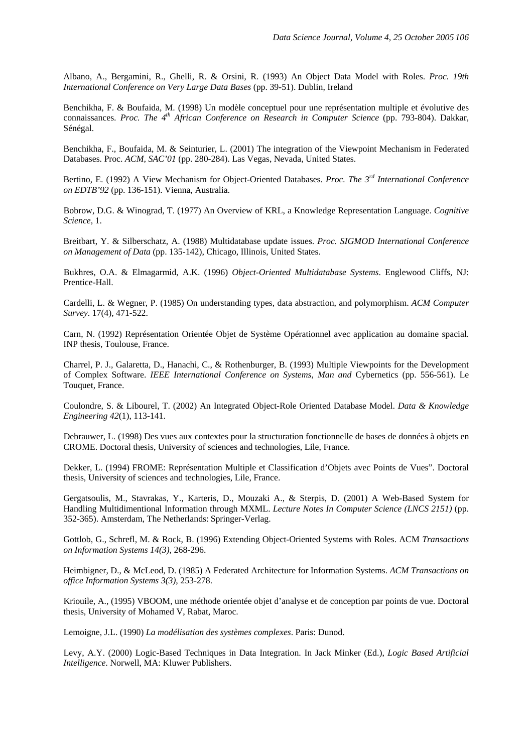Albano, A., Bergamini, R., Ghelli, R. & Orsini, R. (1993) An Object Data Model with Roles. *Proc. 19th International Conference on Very Large Data Bases* (pp. 39-51). Dublin, Ireland

Benchikha, F. & Boufaida, M. (1998) Un modèle conceptuel pour une représentation multiple et évolutive des connaissances. *Proc. The 4th African Conference on Research in Computer Science* (pp. 793-804). Dakkar, Sénégal.

Benchikha, F., Boufaida, M. & Seinturier, L. (2001) The integration of the Viewpoint Mechanism in Federated Databases. Proc. *ACM, SAC'01* (pp. 280-284). Las Vegas, Nevada, United States.

Bertino, E. (1992) A View Mechanism for Object-Oriented Databases. *Proc. The 3rd International Conference on EDTB'92* (pp. 136-151). Vienna, Australia.

Bobrow, D.G. & Winograd, T. (1977) An Overview of KRL, a Knowledge Representation Language. *Cognitive Science,* 1.

Breitbart, Y. & Silberschatz, A. (1988) Multidatabase update issues. *Proc. SIGMOD International Conference on Management of Data* (pp. 135-142), Chicago, Illinois, United States.

Bukhres, O.A. & Elmagarmid, A.K. (1996) *Object-Oriented Multidatabase Systems*. Englewood Cliffs, NJ: Prentice-Hall.

Cardelli, L. & Wegner, P. (1985) On understanding types, data abstraction, and polymorphism. *ACM Computer Survey*. 17(4), 471-522.

Carn, N. (1992) Représentation Orientée Objet de Système Opérationnel avec application au domaine spacial. INP thesis, Toulouse, France.

Charrel, P. J., Galaretta, D., Hanachi, C., & Rothenburger, B. (1993) Multiple Viewpoints for the Development of Complex Software. *IEEE International Conference on Systems, Man and* Cybernetics (pp. 556-561). Le Touquet, France.

Coulondre, S. & Libourel, T. (2002) An Integrated Object-Role Oriented Database Model. *Data & Knowledge Engineering 42*(1), 113-141.

Debrauwer, L. (1998) Des vues aux contextes pour la structuration fonctionnelle de bases de données à objets en CROME. Doctoral thesis, University of sciences and technologies, Lile, France.

Dekker, L. (1994) FROME: Représentation Multiple et Classification d'Objets avec Points de Vues". Doctoral thesis, University of sciences and technologies, Lile, France.

Gergatsoulis, M., Stavrakas, Y., Karteris, D., Mouzaki A., & Sterpis, D. (2001) A Web-Based System for Handling Multidimentional Information through MXML. *Lecture Notes In Computer Science (LNCS 2151)* (pp. 352-365). Amsterdam, The Netherlands: Springer-Verlag.

Gottlob, G., Schrefl, M. & Rock, B. (1996) Extending Object-Oriented Systems with Roles. ACM *Transactions on Information Systems 14(3),* 268-296.

Heimbigner, D., & McLeod, D. (1985) A Federated Architecture for Information Systems. *ACM Transactions on office Information Systems 3(3)*, 253-278.

Kriouile, A., (1995) VBOOM, une méthode orientée objet d'analyse et de conception par points de vue. Doctoral thesis, University of Mohamed V, Rabat, Maroc.

Lemoigne, J.L. (1990) *La modélisation des systèmes complexes*. Paris: Dunod.

Levy, A.Y. (2000) Logic-Based Techniques in Data Integration. In Jack Minker (Ed.), *Logic Based Artificial Intelligence*. Norwell, MA: Kluwer Publishers.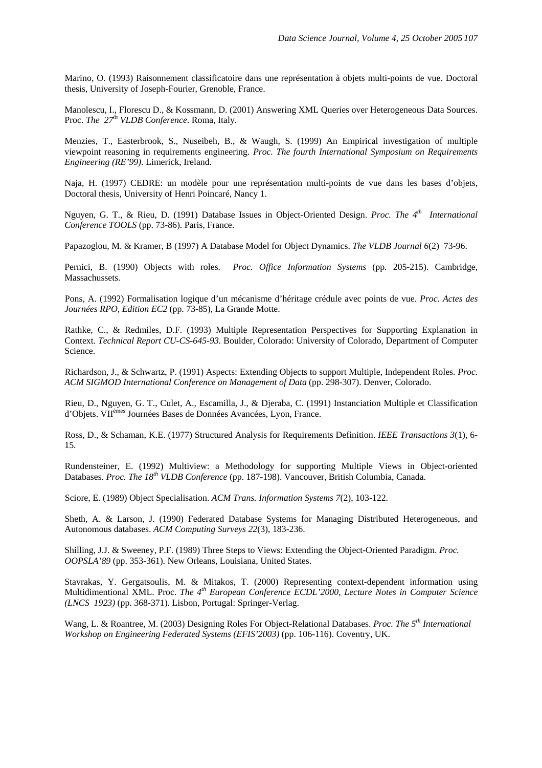Marino, O. (1993) Raisonnement classificatoire dans une représentation à objets multi-points de vue. Doctoral thesis, University of Joseph-Fourier, Grenoble, France.

Manolescu, I., Florescu D., & Kossmann, D. (2001) Answering XML Queries over Heterogeneous Data Sources. Proc. *The 27th VLDB Conference*. Roma, Italy.

Menzies, T., Easterbrook, S., Nuseibeh, B., & Waugh, S. (1999) An Empirical investigation of multiple viewpoint reasoning in requirements engineering. *Proc. The fourth International Symposium on Requirements Engineering (RE'99)*. Limerick, Ireland.

Naja, H. (1997) CEDRE: un modèle pour une représentation multi-points de vue dans les bases d'objets, Doctoral thesis, University of Henri Poincaré, Nancy 1.

Nguyen, G. T., & Rieu, D. (1991) Database Issues in Object-Oriented Design. *Proc. The 4th International Conference TOOLS* (pp. 73-86). Paris, France.

Papazoglou, M. & Kramer, B (1997) A Database Model for Object Dynamics. *The VLDB Journal 6*(2) 73-96.

Pernici, B. (1990) Objects with roles. *Proc. Office Information Systems* (pp. 205-215). Cambridge, Massachussets.

Pons, A. (1992) Formalisation logique d'un mécanisme d'héritage crédule avec points de vue. *Proc. Actes des Journées RPO, Edition EC2* (pp. 73-85), La Grande Motte.

Rathke, C., & Redmiles, D.F. (1993) Multiple Representation Perspectives for Supporting Explanation in Context. *Technical Report CU-CS-645-93.* Boulder, Colorado: University of Colorado, Department of Computer Science.

Richardson, J., & Schwartz, P. (1991) Aspects: Extending Objects to support Multiple, Independent Roles. *Proc. ACM SIGMOD International Conference on Management of Data* (pp. 298-307). Denver, Colorado.

Rieu, D., Nguyen, G. T., Culet, A., Escamilla, J., & Djeraba, C. (1991) Instanciation Multiple et Classification d'Objets. VIIèmes Journées Bases de Données Avancées, Lyon, France.

Ross, D., & Schaman, K.E. (1977) Structured Analysis for Requirements Definition. *IEEE Transactions 3*(1), 6-15.

Rundensteiner, E. (1992) Multiview: a Methodology for supporting Multiple Views in Object-oriented Databases. *Proc. The 18th VLDB Conference* (pp. 187-198). Vancouver, British Columbia, Canada.

Sciore, E. (1989) Object Specialisation. *ACM Trans. Information Systems 7*(2), 103-122.

Sheth, A. & Larson, J. (1990) Federated Database Systems for Managing Distributed Heterogeneous, and Autonomous databases. *ACM Computing Surveys 22*(3), 183-236.

Shilling, J.J. & Sweeney, P.F. (1989) Three Steps to Views: Extending the Object-Oriented Paradigm. *Proc. OOPSLA'89* (pp. 353-361). New Orleans, Louisiana, United States.

Stavrakas, Y. Gergatsoulis, M. & Mitakos, T. (2000) Representing context-dependent information using Multidimentional XML. Proc. *The 4th European Conference ECDL'2000, Lecture Notes in Computer Science (LNCS 1923)* (pp. 368-371). Lisbon, Portugal: Springer-Verlag.

Wang, L. & Roantree, M. (2003) Designing Roles For Object-Relational Databases. *Proc. The 5th International Workshop on Engineering Federated Systems (EFIS'2003)* (pp. 106-116). Coventry, UK.